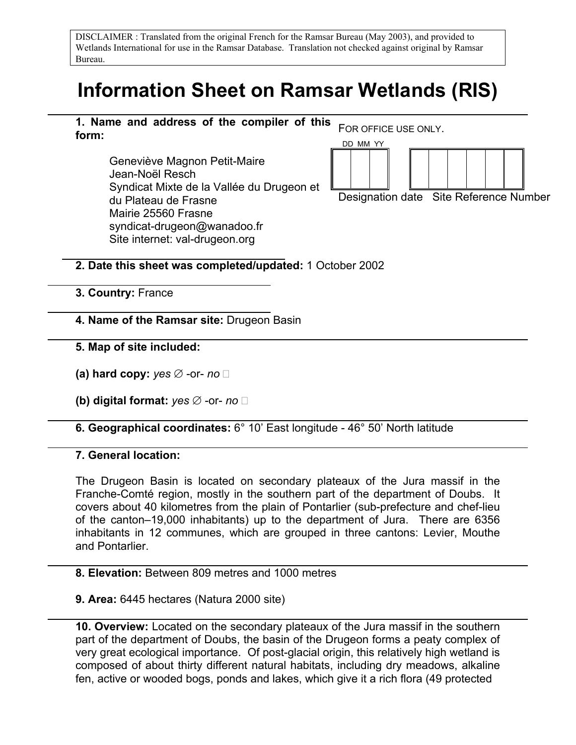DISCLAIMER : Translated from the original French for the Ramsar Bureau (May 2003), and provided to Wetlands International for use in the Ramsar Database. Translation not checked against original by Ramsar Bureau.

# Information Sheet on Ramsar Wetlands (RIS)

**1. Name and address of the compiler of this form:**

Geneviève Magnon Petit-Maire
Jean-Noël Resch
Syndicat Mixte de la Vallée du Drugeon et du Plateau de Frasne
Mairie 25560 Frasne
syndicat-drugeon@wanadoo.fr
Site internet: val-drugeon.org

FOR OFFICE USE ONLY.

| DD | MM | YY |
|---|---|---|
| | | |

Designation date

| | | | | | |
|---|---|---|---|---|---|
| | | | | | |

Site Reference Number

**2. Date this sheet was completed/updated:** 1 October 2002

**3. Country:** France

**4. Name of the Ramsar site:** Drugeon Basin

**5. Map of site included:**

**(a) hard copy:** *yes* ∅ -or- *no* □

**(b) digital format:** *yes* ∅ -or- *no* □

**6. Geographical coordinates:** 6° 10' East longitude - 46° 50' North latitude

**7. General location:**

The Drugeon Basin is located on secondary plateaux of the Jura massif in the Franche-Comté region, mostly in the southern part of the department of Doubs. It covers about 40 kilometres from the plain of Pontarlier (sub-prefecture and chef-lieu of the canton–19,000 inhabitants) up to the department of Jura. There are 6356 inhabitants in 12 communes, which are grouped in three cantons: Levier, Mouthe and Pontarlier.

**8. Elevation:** Between 809 metres and 1000 metres

**9. Area:** 6445 hectares (Natura 2000 site)

**10. Overview:** Located on the secondary plateaux of the Jura massif in the southern part of the department of Doubs, the basin of the Drugeon forms a peaty complex of very great ecological importance. Of post-glacial origin, this relatively high wetland is composed of about thirty different natural habitats, including dry meadows, alkaline fen, active or wooded bogs, ponds and lakes, which give it a rich flora (49 protected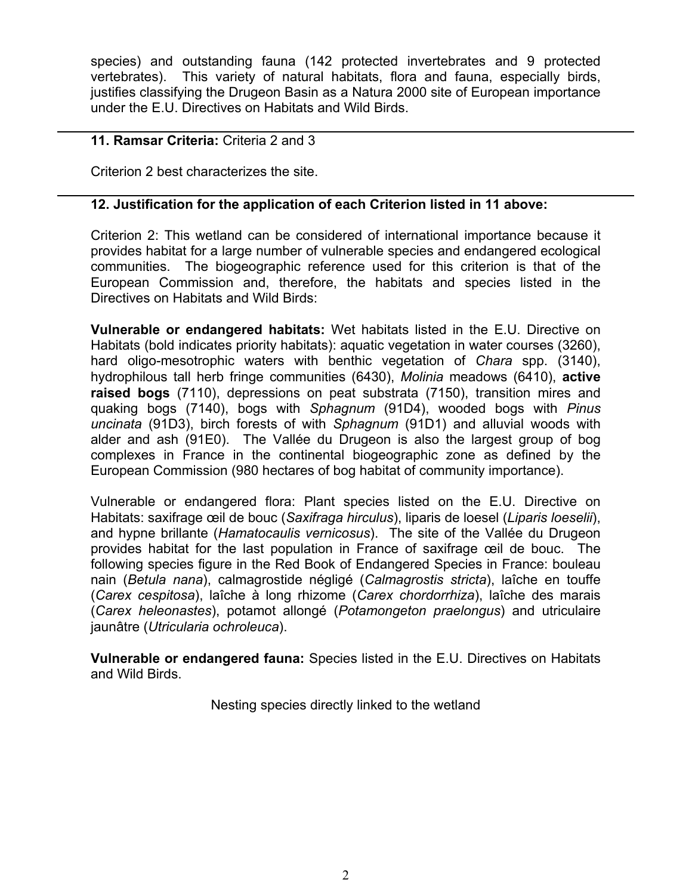species) and outstanding fauna (142 protected invertebrates and 9 protected vertebrates). This variety of natural habitats, flora and fauna, especially birds, justifies classifying the Drugeon Basin as a Natura 2000 site of European importance under the E.U. Directives on Habitats and Wild Birds.

---

**11. Ramsar Criteria:** Criteria 2 and 3

Criterion 2 best characterizes the site.

---

**12. Justification for the application of each Criterion listed in 11 above:**

Criterion 2: This wetland can be considered of international importance because it provides habitat for a large number of vulnerable species and endangered ecological communities. The biogeographic reference used for this criterion is that of the European Commission and, therefore, the habitats and species listed in the Directives on Habitats and Wild Birds:

**Vulnerable or endangered habitats:** Wet habitats listed in the E.U. Directive on Habitats (bold indicates priority habitats): aquatic vegetation in water courses (3260), hard oligo-mesotrophic waters with benthic vegetation of *Chara* spp. (3140), hydrophilous tall herb fringe communities (6430), *Molinia* meadows (6410), **active raised bogs** (7110), depressions on peat substrata (7150), transition mires and quaking bogs (7140), bogs with *Sphagnum* (91D4), wooded bogs with *Pinus uncinata* (91D3), birch forests of with *Sphagnum* (91D1) and alluvial woods with alder and ash (91E0). The Vallée du Drugeon is also the largest group of bog complexes in France in the continental biogeographic zone as defined by the European Commission (980 hectares of bog habitat of community importance).

Vulnerable or endangered flora: Plant species listed on the E.U. Directive on Habitats: saxifrage œil de bouc (*Saxifraga hirculus*), liparis de loesel (*Liparis loeselii*), and hypne brillante (*Hamatocaulis vernicosus*). The site of the Vallée du Drugeon provides habitat for the last population in France of saxifrage œil de bouc. The following species figure in the Red Book of Endangered Species in France: bouleau nain (*Betula nana*), calmagrostide négligé (*Calmagrostis stricta*), laîche en touffe (*Carex cespitosa*), laîche à long rhizome (*Carex chordorrhiza*), laîche des marais (*Carex heleonastes*), potamot allongé (*Potamongeton praelongus*) and utriculaire jaunâtre (*Utricularia ochroleuca*).

**Vulnerable or endangered fauna:** Species listed in the E.U. Directives on Habitats and Wild Birds.

Nesting species directly linked to the wetland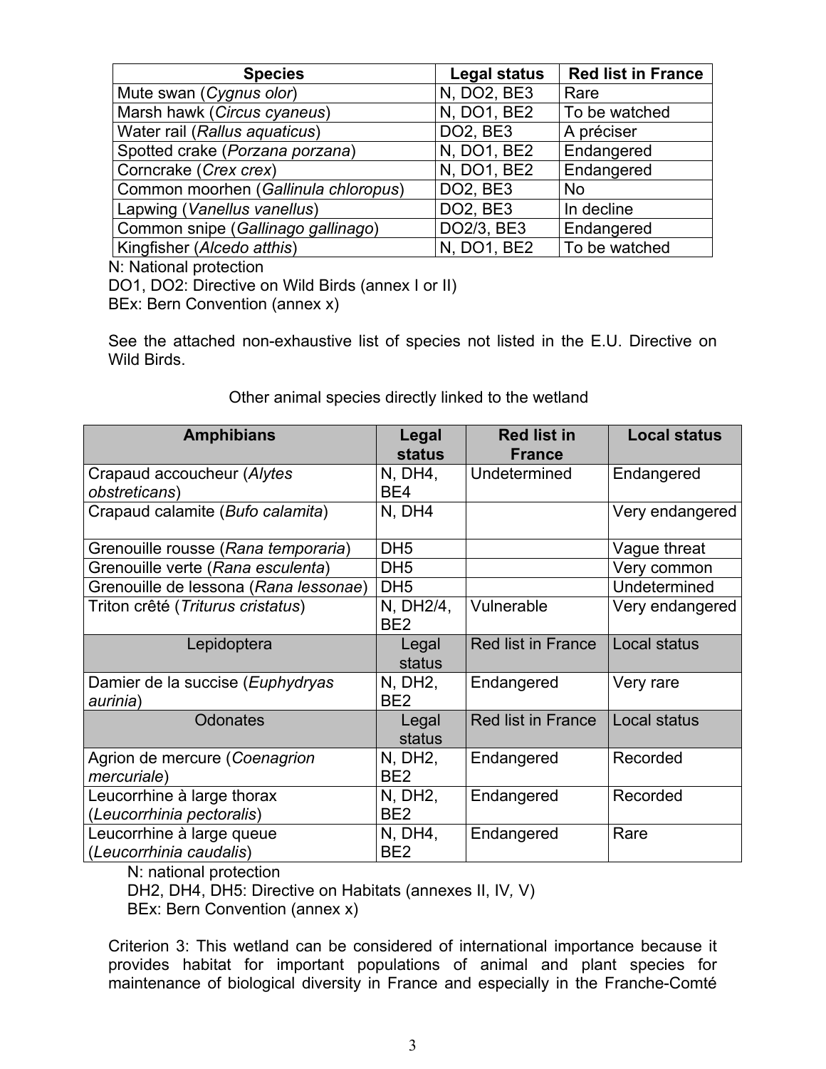| Species | Legal status | Red list in France |
|---|---|---|
| Mute swan (*Cygnus olor*) | N, DO2, BE3 | Rare |
| Marsh hawk (*Circus cyaneus*) | N, DO1, BE2 | To be watched |
| Water rail (*Rallus aquaticus*) | DO2, BE3 | A préciser |
| Spotted crake (*Porzana porzana*) | N, DO1, BE2 | Endangered |
| Corncrake (*Crex crex*) | N, DO1, BE2 | Endangered |
| Common moorhen (*Gallinula chloropus*) | DO2, BE3 | No |
| Lapwing (*Vanellus vanellus*) | DO2, BE3 | In decline |
| Common snipe (*Gallinago gallinago*) | DO2/3, BE3 | Endangered |
| Kingfisher (*Alcedo atthis*) | N, DO1, BE2 | To be watched |

N: National protection
DO1, DO2: Directive on Wild Birds (annex I or II)
BEx: Bern Convention (annex x)

See the attached non-exhaustive list of species not listed in the E.U. Directive on Wild Birds.

Other animal species directly linked to the wetland

| Amphibians | Legal status | Red list in France | Local status |
|---|---|---|---|
| Crapaud accoucheur (*Alytes obstreticans*) | N, DH4, BE4 | Undetermined | Endangered |
| Crapaud calamite (*Bufo calamita*) | N, DH4 | | Very endangered |
| Grenouille rousse (*Rana temporaria*) | DH5 | | Vague threat |
| Grenouille verte (*Rana esculenta*) | DH5 | | Very common |
| Grenouille de lessona (*Rana lessonae*) | DH5 | | Undetermined |
| Triton crêté (*Triturus cristatus*) | N, DH2/4, BE2 | Vulnerable | Very endangered |
| **Lepidoptera** | **Legal status** | **Red list in France** | **Local status** |
| Damier de la succise (*Euphydryas aurinia*) | N, DH2, BE2 | Endangered | Very rare |
| **Odonates** | **Legal status** | **Red list in France** | **Local status** |
| Agrion de mercure (*Coenagrion mercuriale*) | N, DH2, BE2 | Endangered | Recorded |
| Leucorrhine à large thorax (*Leucorrhinia pectoralis*) | N, DH2, BE2 | Endangered | Recorded |
| Leucorrhine à large queue (*Leucorrhinia caudalis*) | N, DH4, BE2 | Endangered | Rare |

N: national protection
DH2, DH4, DH5: Directive on Habitats (annexes II, IV, V)
BEx: Bern Convention (annex x)

Criterion 3: This wetland can be considered of international importance because it provides habitat for important populations of animal and plant species for maintenance of biological diversity in France and especially in the Franche-Comté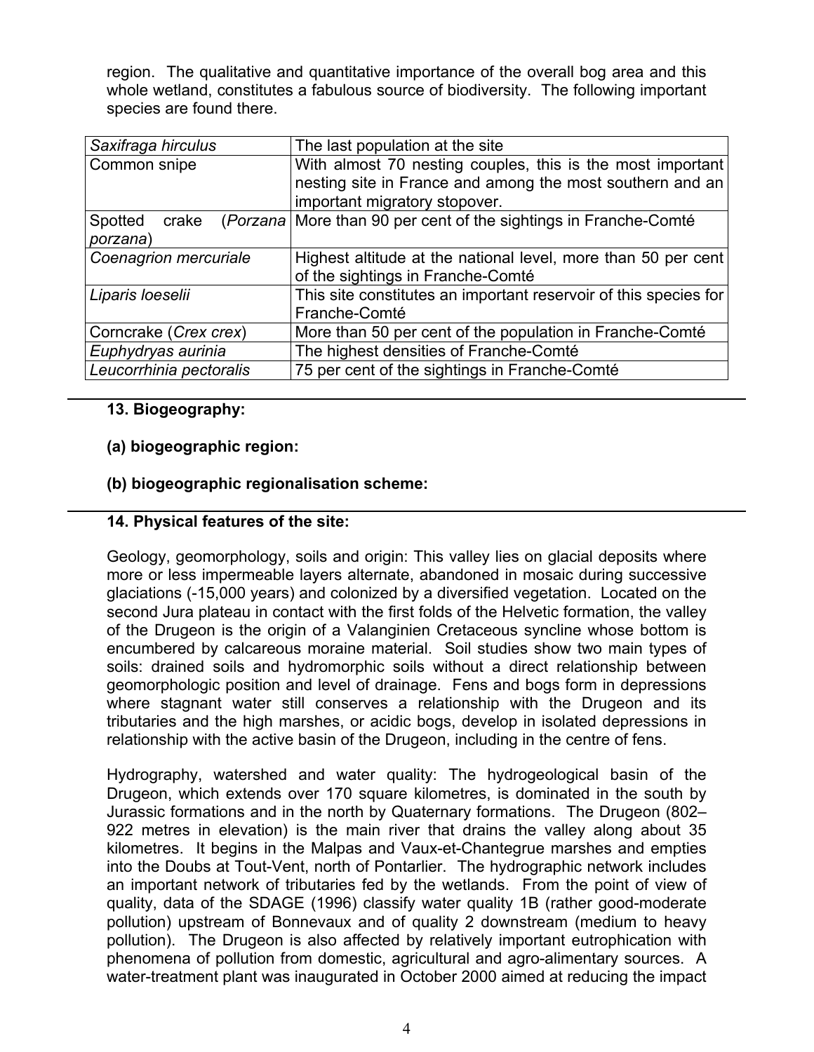region. The qualitative and quantitative importance of the overall bog area and this whole wetland, constitutes a fabulous source of biodiversity. The following important species are found there.

| | |
|---|---|
| *Saxifraga hirculus* | The last population at the site |
| Common snipe | With almost 70 nesting couples, this is the most important nesting site in France and among the most southern and an important migratory stopover. |
| Spotted crake (*Porzana porzana*) | More than 90 per cent of the sightings in Franche-Comté |
| *Coenagrion mercuriale* | Highest altitude at the national level, more than 50 per cent of the sightings in Franche-Comté |
| *Liparis loeselii* | This site constitutes an important reservoir of this species for Franche-Comté |
| Corncrake (*Crex crex*) | More than 50 per cent of the population in Franche-Comté |
| *Euphydryas aurinia* | The highest densities of Franche-Comté |
| *Leucorrhinia pectoralis* | 75 per cent of the sightings in Franche-Comté |

**13. Biogeography:**

**(a) biogeographic region:**

**(b) biogeographic regionalisation scheme:**

**14. Physical features of the site:**

Geology, geomorphology, soils and origin: This valley lies on glacial deposits where more or less impermeable layers alternate, abandoned in mosaic during successive glaciations (-15,000 years) and colonized by a diversified vegetation. Located on the second Jura plateau in contact with the first folds of the Helvetic formation, the valley of the Drugeon is the origin of a Valanginien Cretaceous syncline whose bottom is encumbered by calcareous moraine material. Soil studies show two main types of soils: drained soils and hydromorphic soils without a direct relationship between geomorphologic position and level of drainage. Fens and bogs form in depressions where stagnant water still conserves a relationship with the Drugeon and its tributaries and the high marshes, or acidic bogs, develop in isolated depressions in relationship with the active basin of the Drugeon, including in the centre of fens.

Hydrography, watershed and water quality: The hydrogeological basin of the Drugeon, which extends over 170 square kilometres, is dominated in the south by Jurassic formations and in the north by Quaternary formations. The Drugeon (802–922 metres in elevation) is the main river that drains the valley along about 35 kilometres. It begins in the Malpas and Vaux-et-Chantegrue marshes and empties into the Doubs at Tout-Vent, north of Pontarlier. The hydrographic network includes an important network of tributaries fed by the wetlands. From the point of view of quality, data of the SDAGE (1996) classify water quality 1B (rather good-moderate pollution) upstream of Bonnevaux and of quality 2 downstream (medium to heavy pollution). The Drugeon is also affected by relatively important eutrophication with phenomena of pollution from domestic, agricultural and agro-alimentary sources. A water-treatment plant was inaugurated in October 2000 aimed at reducing the impact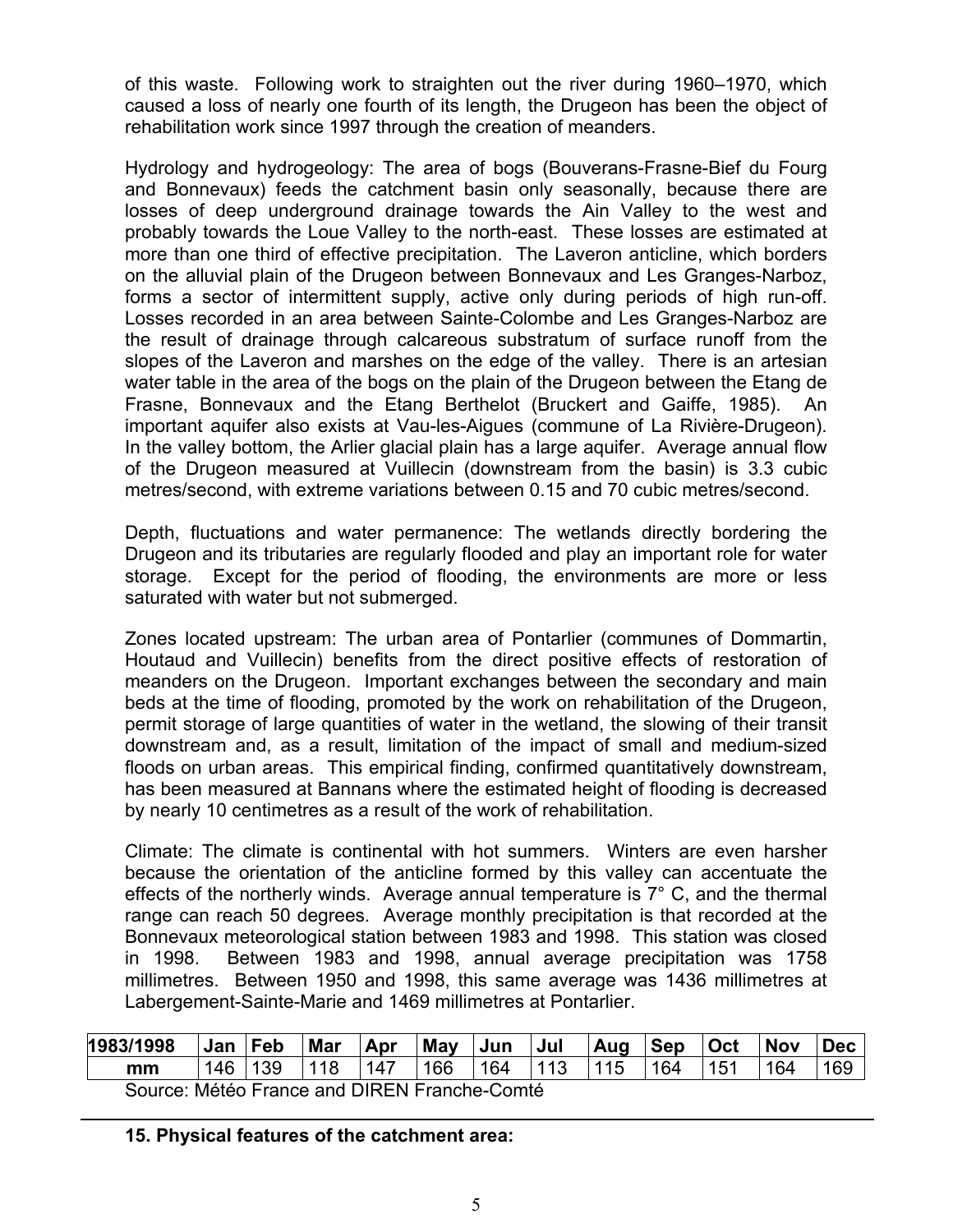of this waste. Following work to straighten out the river during 1960–1970, which caused a loss of nearly one fourth of its length, the Drugeon has been the object of rehabilitation work since 1997 through the creation of meanders.

Hydrology and hydrogeology: The area of bogs (Bouverans-Frasne-Bief du Fourg and Bonnevaux) feeds the catchment basin only seasonally, because there are losses of deep underground drainage towards the Ain Valley to the west and probably towards the Loue Valley to the north-east. These losses are estimated at more than one third of effective precipitation. The Laveron anticline, which borders on the alluvial plain of the Drugeon between Bonnevaux and Les Granges-Narboz, forms a sector of intermittent supply, active only during periods of high run-off. Losses recorded in an area between Sainte-Colombe and Les Granges-Narboz are the result of drainage through calcareous substratum of surface runoff from the slopes of the Laveron and marshes on the edge of the valley. There is an artesian water table in the area of the bogs on the plain of the Drugeon between the Etang de Frasne, Bonnevaux and the Etang Berthelot (Bruckert and Gaiffe, 1985). An important aquifer also exists at Vau-les-Aigues (commune of La Rivière-Drugeon). In the valley bottom, the Arlier glacial plain has a large aquifer. Average annual flow of the Drugeon measured at Vuillecin (downstream from the basin) is 3.3 cubic metres/second, with extreme variations between 0.15 and 70 cubic metres/second.

Depth, fluctuations and water permanence: The wetlands directly bordering the Drugeon and its tributaries are regularly flooded and play an important role for water storage. Except for the period of flooding, the environments are more or less saturated with water but not submerged.

Zones located upstream: The urban area of Pontarlier (communes of Dommartin, Houtaud and Vuillecin) benefits from the direct positive effects of restoration of meanders on the Drugeon. Important exchanges between the secondary and main beds at the time of flooding, promoted by the work on rehabilitation of the Drugeon, permit storage of large quantities of water in the wetland, the slowing of their transit downstream and, as a result, limitation of the impact of small and medium-sized floods on urban areas. This empirical finding, confirmed quantitatively downstream, has been measured at Bannans where the estimated height of flooding is decreased by nearly 10 centimetres as a result of the work of rehabilitation.

Climate: The climate is continental with hot summers. Winters are even harsher because the orientation of the anticline formed by this valley can accentuate the effects of the northerly winds. Average annual temperature is 7° C, and the thermal range can reach 50 degrees. Average monthly precipitation is that recorded at the Bonnevaux meteorological station between 1983 and 1998. This station was closed in 1998. Between 1983 and 1998, annual average precipitation was 1758 millimetres. Between 1950 and 1998, this same average was 1436 millimetres at Labergement-Sainte-Marie and 1469 millimetres at Pontarlier.

| 1983/1998 | Jan | Feb | Mar | Apr | May | Jun | Jul | Aug | Sep | Oct | Nov | Dec |
|---|---|---|---|---|---|---|---|---|---|---|---|---|
| mm | 146 | 139 | 118 | 147 | 166 | 164 | 113 | 115 | 164 | 151 | 164 | 169 |

Source: Météo France and DIREN Franche-Comté

**15. Physical features of the catchment area:**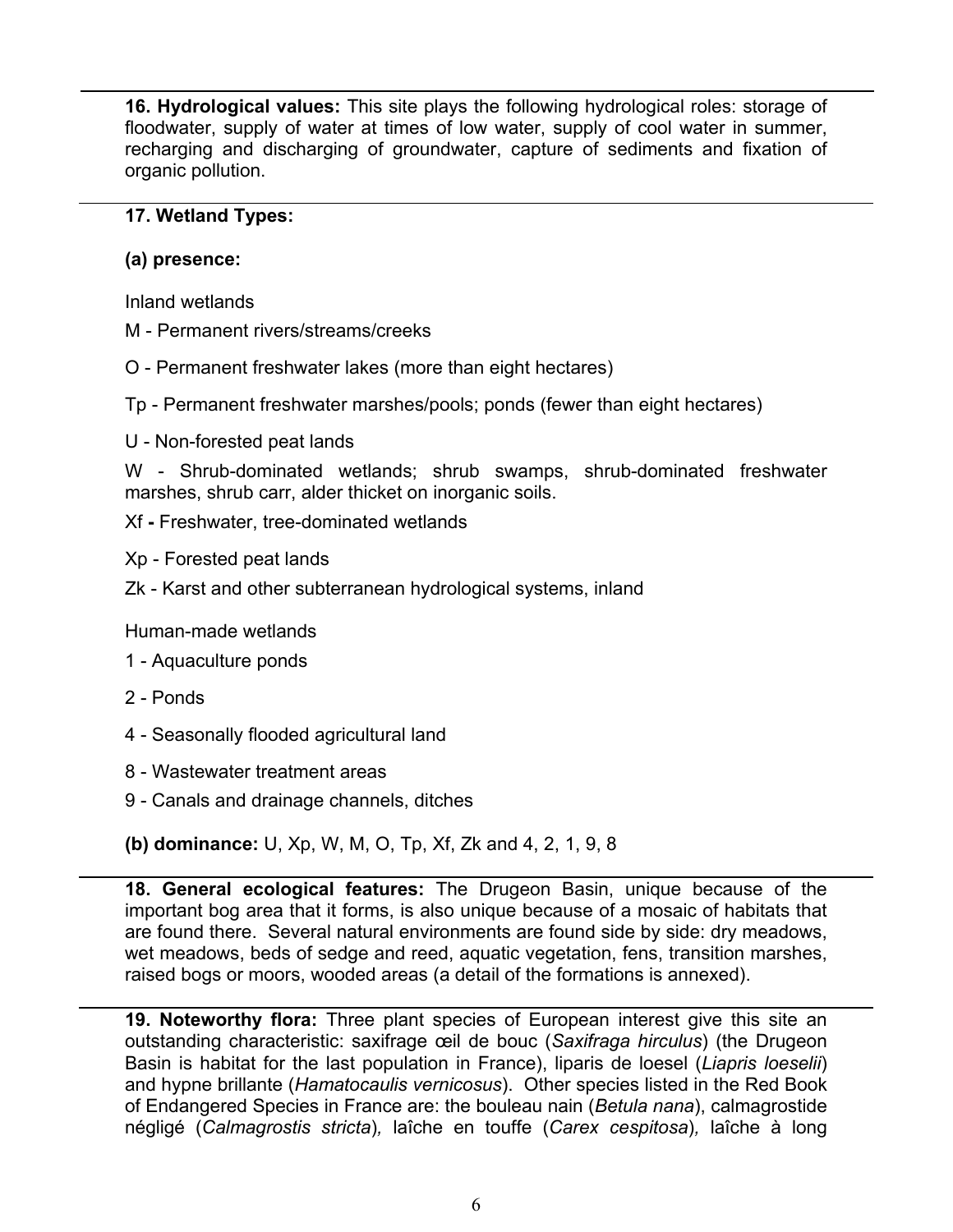**16. Hydrological values:** This site plays the following hydrological roles: storage of floodwater, supply of water at times of low water, supply of cool water in summer, recharging and discharging of groundwater, capture of sediments and fixation of organic pollution.

**17. Wetland Types:**

**(a) presence:**

Inland wetlands

M - Permanent rivers/streams/creeks

O - Permanent freshwater lakes (more than eight hectares)

Tp - Permanent freshwater marshes/pools; ponds (fewer than eight hectares)

U - Non-forested peat lands

W - Shrub-dominated wetlands; shrub swamps, shrub-dominated freshwater marshes, shrub carr, alder thicket on inorganic soils.

Xf **-** Freshwater, tree-dominated wetlands

Xp - Forested peat lands

Zk - Karst and other subterranean hydrological systems, inland

Human-made wetlands

1 - Aquaculture ponds

2 - Ponds

4 - Seasonally flooded agricultural land

8 - Wastewater treatment areas

9 - Canals and drainage channels, ditches

**(b) dominance:** U, Xp, W, M, O, Tp, Xf, Zk and 4, 2, 1, 9, 8

**18. General ecological features:** The Drugeon Basin, unique because of the important bog area that it forms, is also unique because of a mosaic of habitats that are found there. Several natural environments are found side by side: dry meadows, wet meadows, beds of sedge and reed, aquatic vegetation, fens, transition marshes, raised bogs or moors, wooded areas (a detail of the formations is annexed).

**19. Noteworthy flora:** Three plant species of European interest give this site an outstanding characteristic: saxifrage œil de bouc (*Saxifraga hirculus*) (the Drugeon Basin is habitat for the last population in France), liparis de loesel (*Liapris loeselii*) and hypne brillante (*Hamatocaulis vernicosus*). Other species listed in the Red Book of Endangered Species in France are: the bouleau nain (*Betula nana*), calmagrostide négligé (*Calmagrostis stricta*), laîche en touffe (*Carex cespitosa*), laîche à long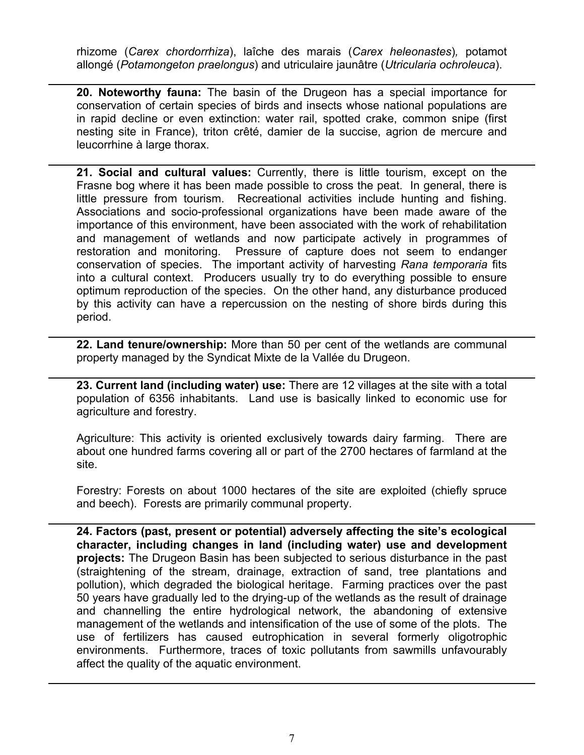rhizome (*Carex chordorrhiza*), laîche des marais (*Carex heleonastes*), potamot allongé (*Potamongeton praelongus*) and utriculaire jaunâtre (*Utricularia ochroleuca*).

---

**20. Noteworthy fauna:** The basin of the Drugeon has a special importance for conservation of certain species of birds and insects whose national populations are in rapid decline or even extinction: water rail, spotted crake, common snipe (first nesting site in France), triton crêté, damier de la succise, agrion de mercure and leucorrhine à large thorax.

---

**21. Social and cultural values:** Currently, there is little tourism, except on the Frasne bog where it has been made possible to cross the peat. In general, there is little pressure from tourism. Recreational activities include hunting and fishing. Associations and socio-professional organizations have been made aware of the importance of this environment, have been associated with the work of rehabilitation and management of wetlands and now participate actively in programmes of restoration and monitoring. Pressure of capture does not seem to endanger conservation of species. The important activity of harvesting *Rana temporaria* fits into a cultural context. Producers usually try to do everything possible to ensure optimum reproduction of the species. On the other hand, any disturbance produced by this activity can have a repercussion on the nesting of shore birds during this period.

---

**22. Land tenure/ownership:** More than 50 per cent of the wetlands are communal property managed by the Syndicat Mixte de la Vallée du Drugeon.

---

**23. Current land (including water) use:** There are 12 villages at the site with a total population of 6356 inhabitants. Land use is basically linked to economic use for agriculture and forestry.

Agriculture: This activity is oriented exclusively towards dairy farming. There are about one hundred farms covering all or part of the 2700 hectares of farmland at the site.

Forestry: Forests on about 1000 hectares of the site are exploited (chiefly spruce and beech). Forests are primarily communal property.

---

**24. Factors (past, present or potential) adversely affecting the site's ecological character, including changes in land (including water) use and development projects:** The Drugeon Basin has been subjected to serious disturbance in the past (straightening of the stream, drainage, extraction of sand, tree plantations and pollution), which degraded the biological heritage. Farming practices over the past 50 years have gradually led to the drying-up of the wetlands as the result of drainage and channelling the entire hydrological network, the abandoning of extensive management of the wetlands and intensification of the use of some of the plots. The use of fertilizers has caused eutrophication in several formerly oligotrophic environments. Furthermore, traces of toxic pollutants from sawmills unfavourably affect the quality of the aquatic environment.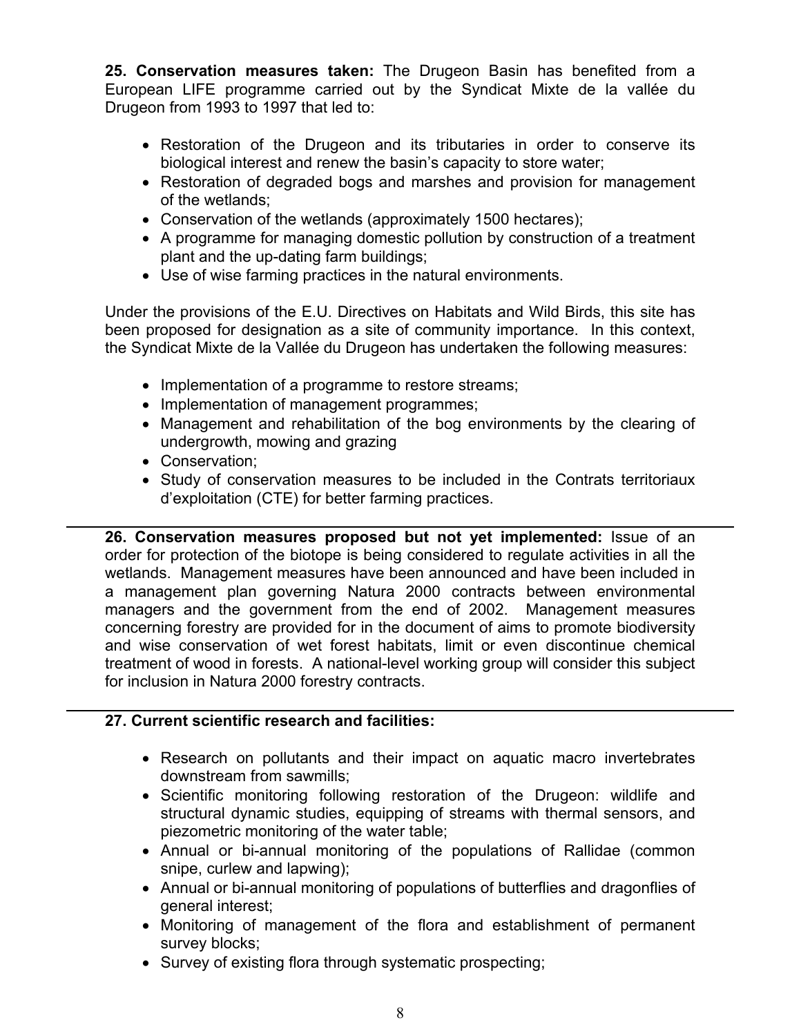**25. Conservation measures taken:** The Drugeon Basin has benefited from a European LIFE programme carried out by the Syndicat Mixte de la vallée du Drugeon from 1993 to 1997 that led to:

- Restoration of the Drugeon and its tributaries in order to conserve its biological interest and renew the basin's capacity to store water;
- Restoration of degraded bogs and marshes and provision for management of the wetlands;
- Conservation of the wetlands (approximately 1500 hectares);
- A programme for managing domestic pollution by construction of a treatment plant and the up-dating farm buildings;
- Use of wise farming practices in the natural environments.

Under the provisions of the E.U. Directives on Habitats and Wild Birds, this site has been proposed for designation as a site of community importance. In this context, the Syndicat Mixte de la Vallée du Drugeon has undertaken the following measures:

- Implementation of a programme to restore streams;
- Implementation of management programmes;
- Management and rehabilitation of the bog environments by the clearing of undergrowth, mowing and grazing
- Conservation;
- Study of conservation measures to be included in the Contrats territoriaux d'exploitation (CTE) for better farming practices.

**26. Conservation measures proposed but not yet implemented:** Issue of an order for protection of the biotope is being considered to regulate activities in all the wetlands. Management measures have been announced and have been included in a management plan governing Natura 2000 contracts between environmental managers and the government from the end of 2002. Management measures concerning forestry are provided for in the document of aims to promote biodiversity and wise conservation of wet forest habitats, limit or even discontinue chemical treatment of wood in forests. A national-level working group will consider this subject for inclusion in Natura 2000 forestry contracts.

**27. Current scientific research and facilities:**

- Research on pollutants and their impact on aquatic macro invertebrates downstream from sawmills;
- Scientific monitoring following restoration of the Drugeon: wildlife and structural dynamic studies, equipping of streams with thermal sensors, and piezometric monitoring of the water table;
- Annual or bi-annual monitoring of the populations of Rallidae (common snipe, curlew and lapwing);
- Annual or bi-annual monitoring of populations of butterflies and dragonflies of general interest;
- Monitoring of management of the flora and establishment of permanent survey blocks;
- Survey of existing flora through systematic prospecting;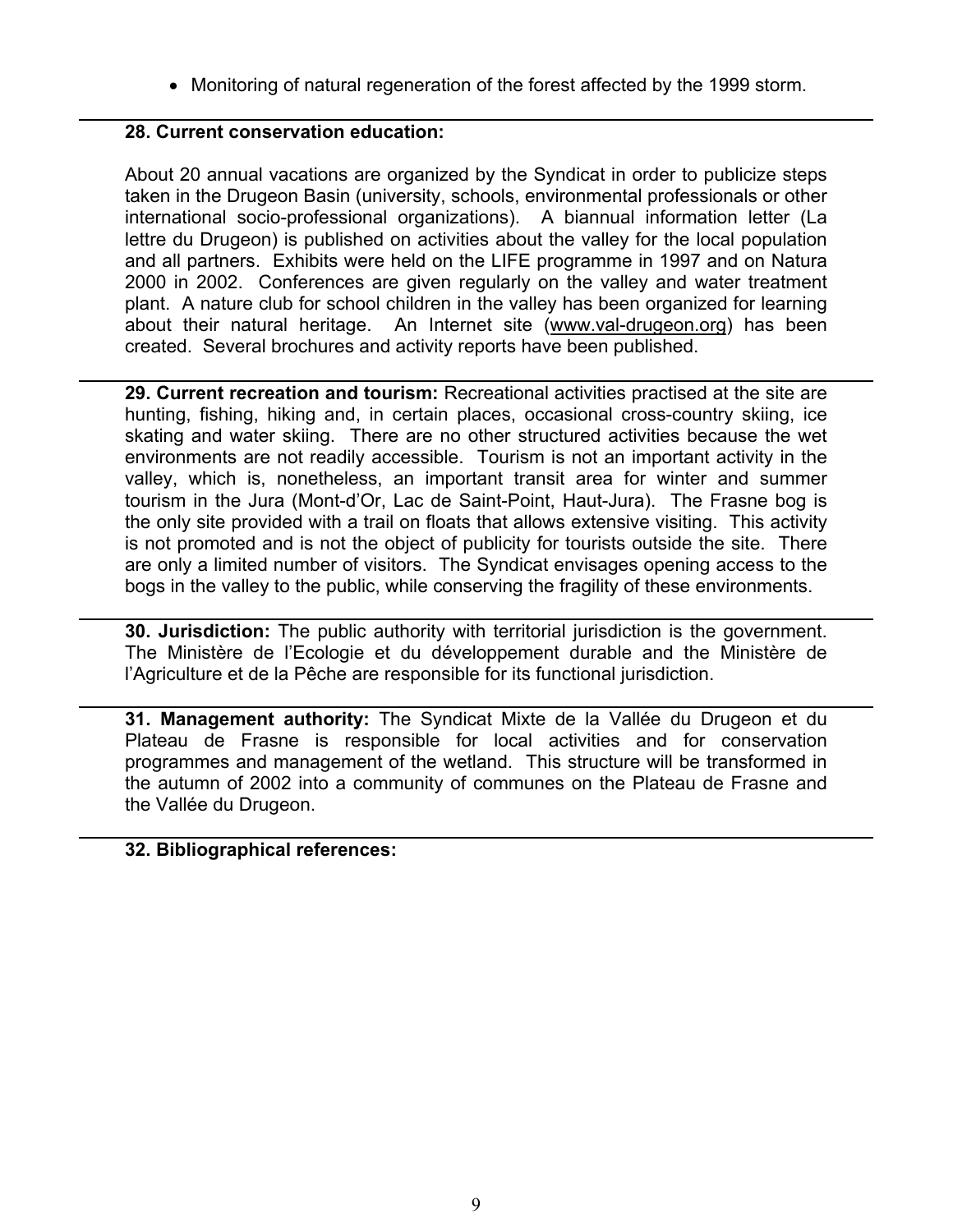- Monitoring of natural regeneration of the forest affected by the 1999 storm.

**28. Current conservation education:**

About 20 annual vacations are organized by the Syndicat in order to publicize steps taken in the Drugeon Basin (university, schools, environmental professionals or other international socio-professional organizations). A biannual information letter (La lettre du Drugeon) is published on activities about the valley for the local population and all partners. Exhibits were held on the LIFE programme in 1997 and on Natura 2000 in 2002. Conferences are given regularly on the valley and water treatment plant. A nature club for school children in the valley has been organized for learning about their natural heritage. An Internet site (www.val-drugeon.org) has been created. Several brochures and activity reports have been published.

**29. Current recreation and tourism:** Recreational activities practised at the site are hunting, fishing, hiking and, in certain places, occasional cross-country skiing, ice skating and water skiing. There are no other structured activities because the wet environments are not readily accessible. Tourism is not an important activity in the valley, which is, nonetheless, an important transit area for winter and summer tourism in the Jura (Mont-d'Or, Lac de Saint-Point, Haut-Jura). The Frasne bog is the only site provided with a trail on floats that allows extensive visiting. This activity is not promoted and is not the object of publicity for tourists outside the site. There are only a limited number of visitors. The Syndicat envisages opening access to the bogs in the valley to the public, while conserving the fragility of these environments.

**30. Jurisdiction:** The public authority with territorial jurisdiction is the government. The Ministère de l'Ecologie et du développement durable and the Ministère de l'Agriculture et de la Pêche are responsible for its functional jurisdiction.

**31. Management authority:** The Syndicat Mixte de la Vallée du Drugeon et du Plateau de Frasne is responsible for local activities and for conservation programmes and management of the wetland. This structure will be transformed in the autumn of 2002 into a community of communes on the Plateau de Frasne and the Vallée du Drugeon.

**32. Bibliographical references:**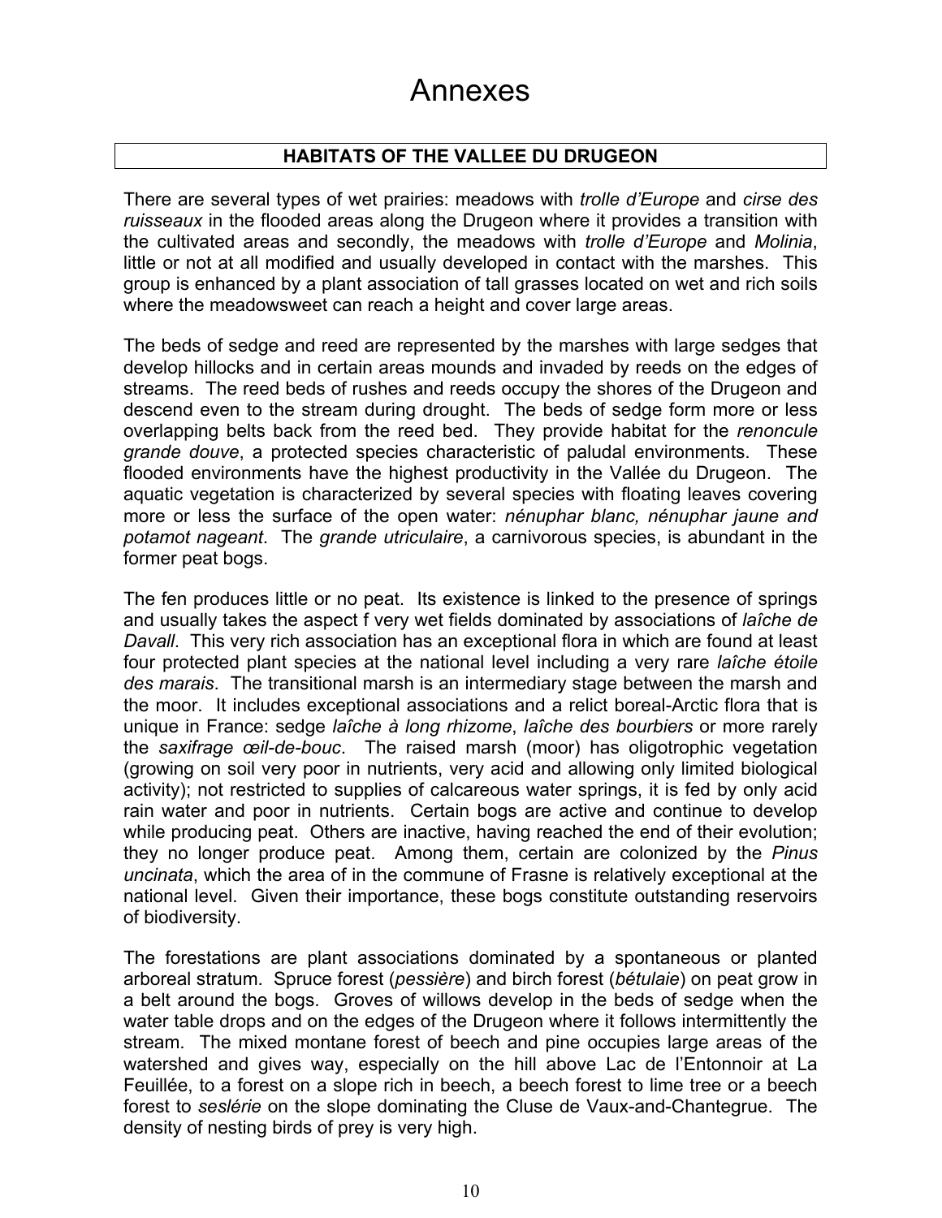# Annexes

## HABITATS OF THE VALLEE DU DRUGEON

There are several types of wet prairies: meadows with *trolle d'Europe* and *cirse des ruisseaux* in the flooded areas along the Drugeon where it provides a transition with the cultivated areas and secondly, the meadows with *trolle d'Europe* and *Molinia*, little or not at all modified and usually developed in contact with the marshes. This group is enhanced by a plant association of tall grasses located on wet and rich soils where the meadowsweet can reach a height and cover large areas.

The beds of sedge and reed are represented by the marshes with large sedges that develop hillocks and in certain areas mounds and invaded by reeds on the edges of streams. The reed beds of rushes and reeds occupy the shores of the Drugeon and descend even to the stream during drought. The beds of sedge form more or less overlapping belts back from the reed bed. They provide habitat for the *renoncule grande douve*, a protected species characteristic of paludal environments. These flooded environments have the highest productivity in the Vallée du Drugeon. The aquatic vegetation is characterized by several species with floating leaves covering more or less the surface of the open water: *nénuphar blanc, nénuphar jaune and potamot nageant*. The *grande utriculaire*, a carnivorous species, is abundant in the former peat bogs.

The fen produces little or no peat. Its existence is linked to the presence of springs and usually takes the aspect f very wet fields dominated by associations of *laîche de Davall*. This very rich association has an exceptional flora in which are found at least four protected plant species at the national level including a very rare *laîche étoile des marais*. The transitional marsh is an intermediary stage between the marsh and the moor. It includes exceptional associations and a relict boreal-Arctic flora that is unique in France: sedge *laîche à long rhizome*, *laîche des bourbiers* or more rarely the *saxifrage œil-de-bouc*. The raised marsh (moor) has oligotrophic vegetation (growing on soil very poor in nutrients, very acid and allowing only limited biological activity); not restricted to supplies of calcareous water springs, it is fed by only acid rain water and poor in nutrients. Certain bogs are active and continue to develop while producing peat. Others are inactive, having reached the end of their evolution; they no longer produce peat. Among them, certain are colonized by the *Pinus uncinata*, which the area of in the commune of Frasne is relatively exceptional at the national level. Given their importance, these bogs constitute outstanding reservoirs of biodiversity.

The forestations are plant associations dominated by a spontaneous or planted arboreal stratum. Spruce forest (*pessière*) and birch forest (*bétulaie*) on peat grow in a belt around the bogs. Groves of willows develop in the beds of sedge when the water table drops and on the edges of the Drugeon where it follows intermittently the stream. The mixed montane forest of beech and pine occupies large areas of the watershed and gives way, especially on the hill above Lac de l'Entonnoir at La Feuillée, to a forest on a slope rich in beech, a beech forest to lime tree or a beech forest to *seslérie* on the slope dominating the Cluse de Vaux-and-Chantegrue. The density of nesting birds of prey is very high.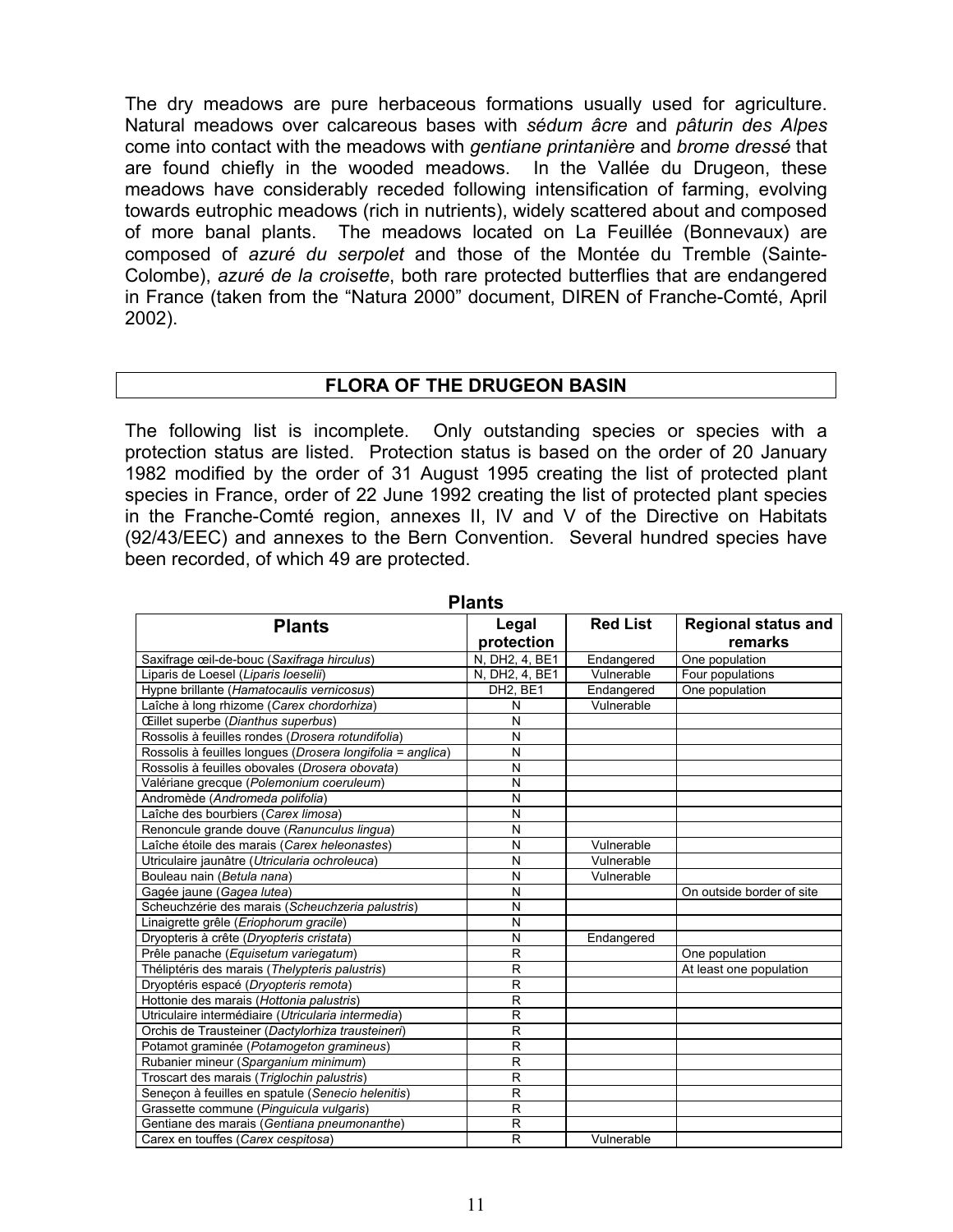The dry meadows are pure herbaceous formations usually used for agriculture. Natural meadows over calcareous bases with *sédum âcre* and *pâturin des Alpes* come into contact with the meadows with *gentiane printanière* and *brome dressé* that are found chiefly in the wooded meadows. In the Vallée du Drugeon, these meadows have considerably receded following intensification of farming, evolving towards eutrophic meadows (rich in nutrients), widely scattered about and composed of more banal plants. The meadows located on La Feuillée (Bonnevaux) are composed of *azuré du serpolet* and those of the Montée du Tremble (Sainte-Colombe), *azuré de la croisette*, both rare protected butterflies that are endangered in France (taken from the “Natura 2000” document, DIREN of Franche-Comté, April 2002).

## FLORA OF THE DRUGEON BASIN

The following list is incomplete. Only outstanding species or species with a protection status are listed. Protection status is based on the order of 20 January 1982 modified by the order of 31 August 1995 creating the list of protected plant species in France, order of 22 June 1992 creating the list of protected plant species in the Franche-Comté region, annexes II, IV and V of the Directive on Habitats (92/43/EEC) and annexes to the Bern Convention. Several hundred species have been recorded, of which 49 are protected.

**Plants**

| Plants | Legal protection | Red List | Regional status and remarks |
|---|---|---|---|
| Saxifrage œil-de-bouc (*Saxifraga hirculus*) | N, DH2, 4, BE1 | Endangered | One population |
| Liparis de Loesel (*Liparis loeselii*) | N, DH2, 4, BE1 | Vulnerable | Four populations |
| Hypne brillante (*Hamatocaulis vernicosus*) | DH2, BE1 | Endangered | One population |
| Laîche à long rhizome (*Carex chordorhiza*) | N | Vulnerable | |
| Œillet superbe (*Dianthus superbus*) | N | | |
| Rossolis à feuilles rondes (*Drosera rotundifolia*) | N | | |
| Rossolis à feuilles longues (*Drosera longifolia = anglica*) | N | | |
| Rossolis à feuilles obovales (*Drosera obovata*) | N | | |
| Valériane grecque (*Polemonium coeruleum*) | N | | |
| Andromède (*Andromeda polifolia*) | N | | |
| Laîche des bourbiers (*Carex limosa*) | N | | |
| Renoncule grande douve (*Ranunculus lingua*) | N | | |
| Laîche étoile des marais (*Carex heleonastes*) | N | Vulnerable | |
| Utriculaire jaunâtre (*Utricularia ochroleuca*) | N | Vulnerable | |
| Bouleau nain (*Betula nana*) | N | Vulnerable | |
| Gagée jaune (*Gagea lutea*) | N | | On outside border of site |
| Scheuchzérie des marais (*Scheuchzeria palustris*) | N | | |
| Linaigrette grêle (*Eriophorum gracile*) | N | | |
| Dryopteris à crête (*Dryopteris cristata*) | N | Endangered | |
| Prêle panache (*Equisetum variegatum*) | R | | One population |
| Théliptéris des marais (*Thelypteris palustris*) | R | | At least one population |
| Dryoptéris espacé (*Dryopteris remota*) | R | | |
| Hottonie des marais (*Hottonia palustris*) | R | | |
| Utriculaire intermédiaire (*Utricularia intermedia*) | R | | |
| Orchis de Trausteiner (*Dactylorhiza traunsteineri*) | R | | |
| Potamot graminée (*Potamogeton gramineus*) | R | | |
| Rubanier mineur (*Sparganium minimum*) | R | | |
| Troscart des marais (*Triglochin palustris*) | R | | |
| Seneçon à feuilles en spatule (*Senecio helenitis*) | R | | |
| Grassette commune (*Pinguicula vulgaris*) | R | | |
| Gentiane des marais (*Gentiana pneumonanthe*) | R | | |
| Carex en touffes (*Carex cespitosa*) | R | Vulnerable | |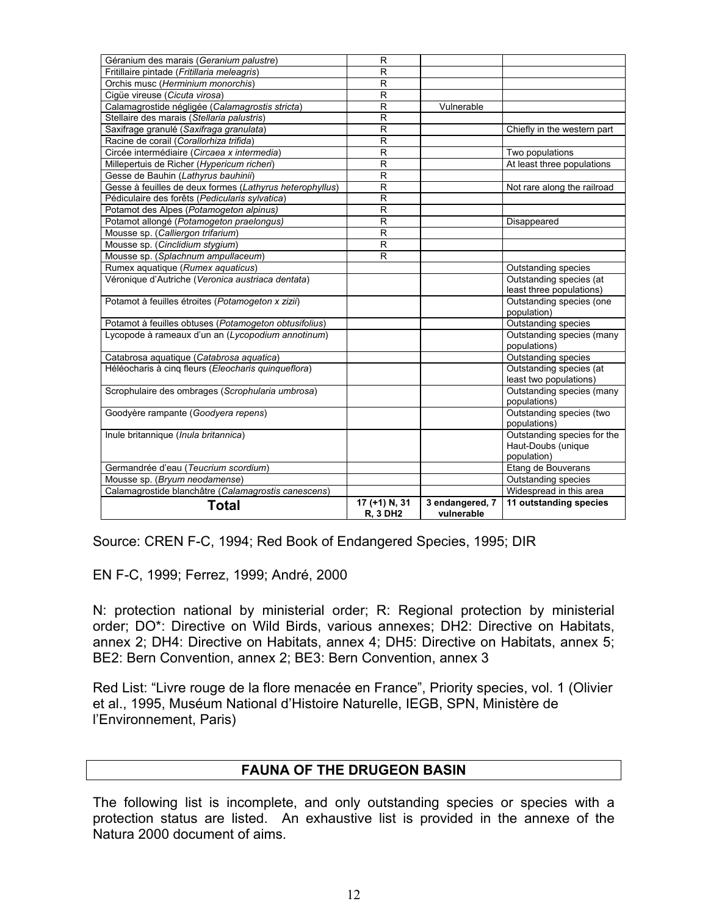| | | | |
|---|---|---|---|
| Géranium des marais (*Geranium palustre*) | R | | |
| Fritillaire pintade (*Fritillaria meleagris*) | R | | |
| Orchis musc (*Herminium monorchis*) | R | | |
| Cigüe vireuse (*Cicuta virosa*) | R | | |
| Calamagrostide négligée (*Calamagrostis stricta*) | R | Vulnerable | |
| Stellaire des marais (*Stellaria palustris*) | R | | |
| Saxifrage granulé (*Saxifraga granulata*) | R | | Chiefly in the western part |
| Racine de corail (*Corallorhiza trifida*) | R | | |
| Circée intermédiaire (*Circaea x intermedia*) | R | | Two populations |
| Millepertuis de Richer (*Hypericum richeri*) | R | | At least three populations |
| Gesse de Bauhin (*Lathyrus bauhinii*) | R | | |
| Gesse à feuilles de deux formes (*Lathyrus heterophyllus*) | R | | Not rare along the railroad |
| Pédiculaire des forêts (*Pedicularis sylvatica*) | R | | |
| Potamot des Alpes (*Potamogeton alpinus*) | R | | |
| Potamot allongé (*Potamogeton praelongus*) | R | | Disappeared |
| Mousse sp. (*Calliergon trifarium*) | R | | |
| Mousse sp. (*Cinclidium stygium*) | R | | |
| Mousse sp. (*Splachnum ampullaceum*) | R | | |
| Rumex aquatique (*Rumex aquaticus*) | | | Outstanding species |
| Véronique d'Autriche (*Veronica austriaca dentata*) | | | Outstanding species (at least three populations) |
| Potamot à feuilles étroites (*Potamogeton x zizii*) | | | Outstanding species (one population) |
| Potamot à feuilles obtuses (*Potamogeton obtusifolius*) | | | Outstanding species |
| Lycopode à rameaux d'un an (*Lycopodium annotinum*) | | | Outstanding species (many populations) |
| Catabrosa aquatique (*Catabrosa aquatica*) | | | Outstanding species |
| Héléocharis à cinq fleurs (*Eleocharis quinqueflora*) | | | Outstanding species (at least two populations) |
| Scrophulaire des ombrages (*Scrophularia umbrosa*) | | | Outstanding species (many populations) |
| Goodyère rampante (*Goodyera repens*) | | | Outstanding species (two populations) |
| Inule britannique (*Inula britannica*) | | | Outstanding species for the Haut-Doubs (unique population) |
| Germandrée d'eau (*Teucrium scordium*) | | | Etang de Bouverans |
| Mousse sp. (*Bryum neodamense*) | | | Outstanding species |
| Calamagrostide blanchâtre (*Calamagrostis canescens*) | | | Widespread in this area |
| **Total** | **17 (+1) N, 31 R, 3 DH2** | **3 endangered, 7 vulnerable** | **11 outstanding species** |

Source: CREN F-C, 1994; Red Book of Endangered Species, 1995; DIR

EN F-C, 1999; Ferrez, 1999; André, 2000

N: protection national by ministerial order; R: Regional protection by ministerial order; DO*: Directive on Wild Birds, various annexes; DH2: Directive on Habitats, annex 2; DH4: Directive on Habitats, annex 4; DH5: Directive on Habitats, annex 5; BE2: Bern Convention, annex 2; BE3: Bern Convention, annex 3

Red List: "Livre rouge de la flore menacée en France", Priority species, vol. 1 (Olivier et al., 1995, Muséum National d'Histoire Naturelle, IEGB, SPN, Ministère de l'Environnement, Paris)

## FAUNA OF THE DRUGEON BASIN

The following list is incomplete, and only outstanding species or species with a protection status are listed. An exhaustive list is provided in the annexe of the Natura 2000 document of aims.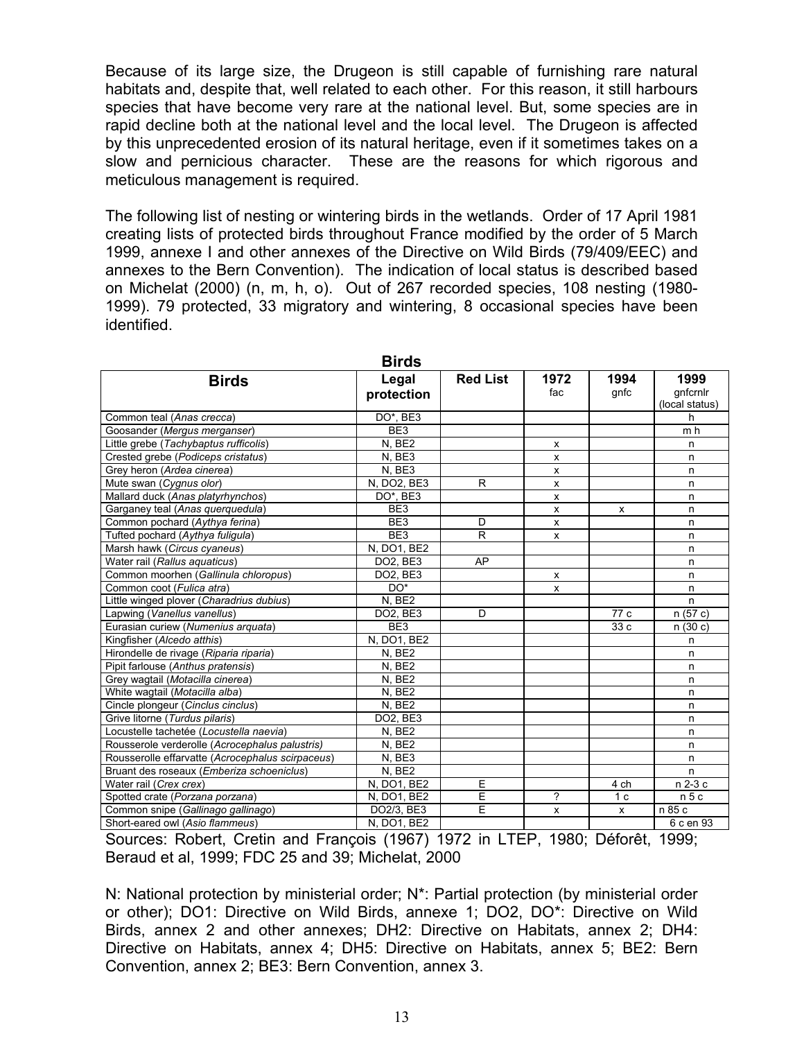Because of its large size, the Drugeon is still capable of furnishing rare natural habitats and, despite that, well related to each other. For this reason, it still harbours species that have become very rare at the national level. But, some species are in rapid decline both at the national level and the local level. The Drugeon is affected by this unprecedented erosion of its natural heritage, even if it sometimes takes on a slow and pernicious character. These are the reasons for which rigorous and meticulous management is required.

The following list of nesting or wintering birds in the wetlands. Order of 17 April 1981 creating lists of protected birds throughout France modified by the order of 5 March 1999, annexe I and other annexes of the Directive on Wild Birds (79/409/EEC) and annexes to the Bern Convention). The indication of local status is described based on Michelat (2000) (n, m, h, o). Out of 267 recorded species, 108 nesting (1980-1999). 79 protected, 33 migratory and wintering, 8 occasional species have been identified.

**Birds**

| Birds | Legal protection | Red List | 1972 fac | 1994 gnfc | 1999 gnfcrnlr (local status) |
|---|---|---|---|---|---|
| Common teal (*Anas crecca*) | DO*, BE3 | | | | h |
| Goosander (*Mergus merganser*) | BE3 | | | | m h |
| Little grebe (*Tachybaptus rufficolis*) | N, BE2 | | x | | n |
| Crested grebe (*Podiceps cristatus*) | N, BE3 | | x | | n |
| Grey heron (*Ardea cinerea*) | N, BE3 | | x | | n |
| Mute swan (*Cygnus olor*) | N, DO2, BE3 | R | x | | n |
| Mallard duck (*Anas platyrhynchos*) | DO*, BE3 | | x | | n |
| Garganey teal (*Anas querquedula*) | BE3 | | x | x | n |
| Common pochard (*Aythya ferina*) | BE3 | D | x | | n |
| Tufted pochard (*Aythya fuligula*) | BE3 | R | x | | n |
| Marsh hawk (*Circus cyaneus*) | N, DO1, BE2 | | | | n |
| Water rail (*Rallus aquaticus*) | DO2, BE3 | AP | | | n |
| Common moorhen (*Gallinula chloropus*) | DO2, BE3 | | x | | n |
| Common coot (*Fulica atra*) | DO* | | x | | n |
| Little winged plover (*Charadrius dubius*) | N, BE2 | | | | n |
| Lapwing (*Vanellus vanellus*) | DO2, BE3 | D | | 77 c | n (57 c) |
| Eurasian curiew (*Numenius arquata*) | BE3 | | | 33 c | n (30 c) |
| Kingfisher (*Alcedo atthis*) | N, DO1, BE2 | | | | n |
| Hirondelle de rivage (*Riparia riparia*) | N, BE2 | | | | n |
| Pipit farlouse (*Anthus pratensis*) | N, BE2 | | | | n |
| Grey wagtail (*Motacilla cinerea*) | N, BE2 | | | | n |
| White wagtail (*Motacilla alba*) | N, BE2 | | | | n |
| Cincle plongeur (*Cinclus cinclus*) | N, BE2 | | | | n |
| Grive litorne (*Turdus pilaris*) | DO2, BE3 | | | | n |
| Locustelle tachetée (*Locustella naevia*) | N, BE2 | | | | n |
| Rousserole verderolle (*Acrocephalus palustris*) | N, BE2 | | | | n |
| Rousserolle effarvatte (*Acrocephalus scirpaceus*) | N, BE3 | | | | n |
| Bruant des roseaux (*Emberiza schoeniclus*) | N, BE2 | | | | n |
| Water rail (*Crex crex*) | N, DO1, BE2 | E | | 4 ch | n 2-3 c |
| Spotted crate (*Porzana porzana*) | N, DO1, BE2 | E | ? | 1 c | n 5 c |
| Common snipe (*Gallinago gallinago*) | DO2/3, BE3 | E | x | x | n 85 c |
| Short-eared owl (*Asio flammeus*) | N, DO1, BE2 | | | | 6 c en 93 |

Sources: Robert, Cretin and François (1967) 1972 in LTEP, 1980; Déforêt, 1999; Beraud et al, 1999; FDC 25 and 39; Michelat, 2000

N: National protection by ministerial order; N*: Partial protection (by ministerial order or other); DO1: Directive on Wild Birds, annexe 1; DO2, DO*: Directive on Wild Birds, annex 2 and other annexes; DH2: Directive on Habitats, annex 2; DH4: Directive on Habitats, annex 4; DH5: Directive on Habitats, annex 5; BE2: Bern Convention, annex 2; BE3: Bern Convention, annex 3.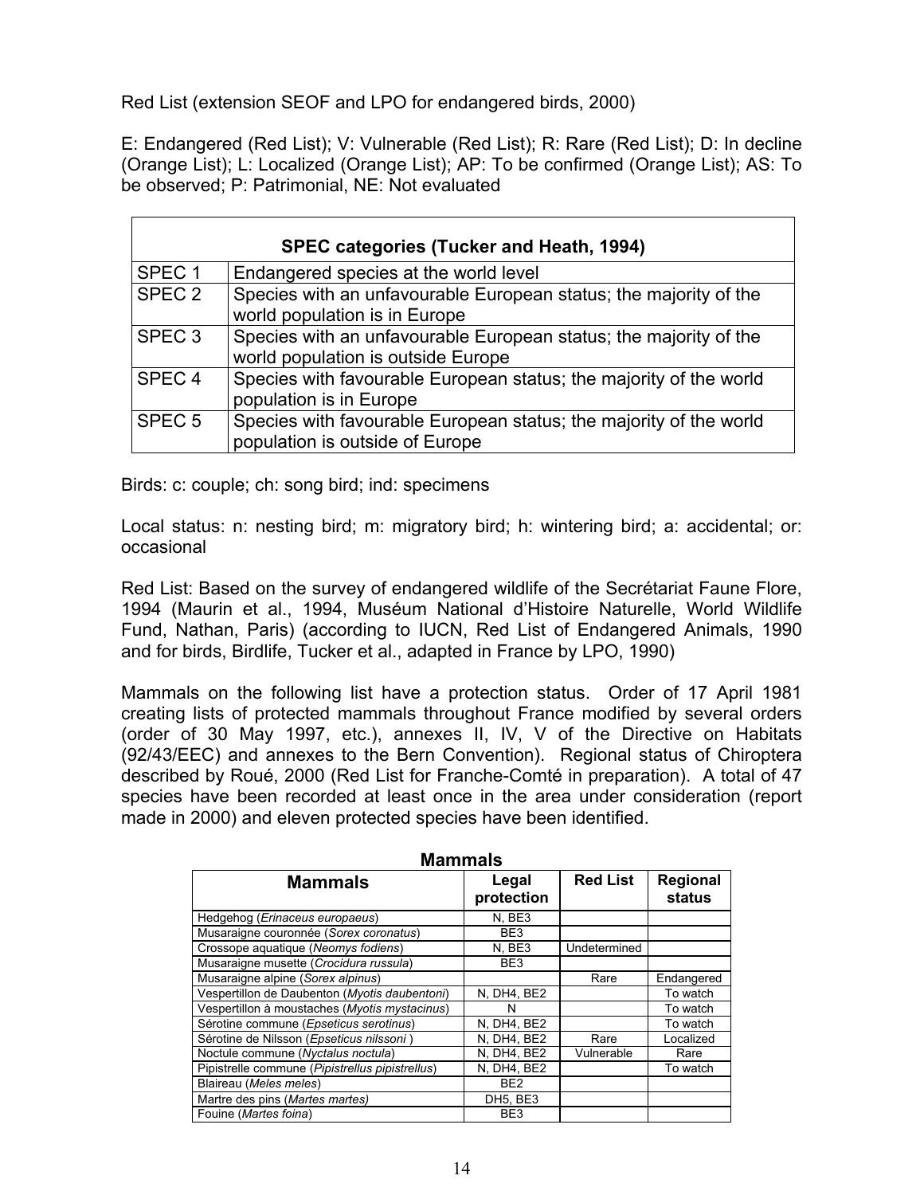Red List (extension SEOF and LPO for endangered birds, 2000)

E: Endangered (Red List); V: Vulnerable (Red List); R: Rare (Red List); D: In decline (Orange List); L: Localized (Orange List); AP: To be confirmed (Orange List); AS: To be observed; P: Patrimonial, NE: Not evaluated

| **SPEC categories (Tucker and Heath, 1994)** | |
|---|---|
| SPEC 1 | Endangered species at the world level |
| SPEC 2 | Species with an unfavourable European status; the majority of the world population is in Europe |
| SPEC 3 | Species with an unfavourable European status; the majority of the world population is outside Europe |
| SPEC 4 | Species with favourable European status; the majority of the world population is in Europe |
| SPEC 5 | Species with favourable European status; the majority of the world population is outside of Europe |

Birds: c: couple; ch: song bird; ind: specimens

Local status: n: nesting bird; m: migratory bird; h: wintering bird; a: accidental; or: occasional

Red List: Based on the survey of endangered wildlife of the Secrétariat Faune Flore, 1994 (Maurin et al., 1994, Muséum National d'Histoire Naturelle, World Wildlife Fund, Nathan, Paris) (according to IUCN, Red List of Endangered Animals, 1990 and for birds, Birdlife, Tucker et al., adapted in France by LPO, 1990)

Mammals on the following list have a protection status. Order of 17 April 1981 creating lists of protected mammals throughout France modified by several orders (order of 30 May 1997, etc.), annexes II, IV, V of the Directive on Habitats (92/43/EEC) and annexes to the Bern Convention). Regional status of Chiroptera described by Roué, 2000 (Red List for Franche-Comté in preparation). A total of 47 species have been recorded at least once in the area under consideration (report made in 2000) and eleven protected species have been identified.

**Mammals**

| **Mammals** | **Legal protection** | **Red List** | **Regional status** |
|---|---|---|---|
| Hedgehog (*Erinaceus europaeus*) | N, BE3 | | |
| Musaraigne couronnée (*Sorex coronatus*) | BE3 | | |
| Crossope aquatique (*Neomys fodiens*) | N, BE3 | Undetermined | |
| Musaraigne musette (*Crocidura russula*) | BE3 | | |
| Musaraigne alpine (*Sorex alpinus*) | | Rare | Endangered |
| Vespertillon de Daubenton (*Myotis daubentoni*) | N, DH4, BE2 | | To watch |
| Vespertillon à moustaches (*Myotis mystacinus*) | N | | To watch |
| Sérotine commune (*Epseticus serotinus*) | N, DH4, BE2 | | To watch |
| Sérotine de Nilsson (*Epseticus nilssoni* ) | N, DH4, BE2 | Rare | Localized |
| Noctule commune (*Nyctalus noctula*) | N, DH4, BE2 | Vulnerable | Rare |
| Pipistrelle commune (*Pipistrellus pipistrellus*) | N, DH4, BE2 | | To watch |
| Blaireau (*Meles meles*) | BE2 | | |
| Martre des pins (*Martes martes)* | DH5, BE3 | | |
| Fouine (*Martes foina*) | BE3 | | |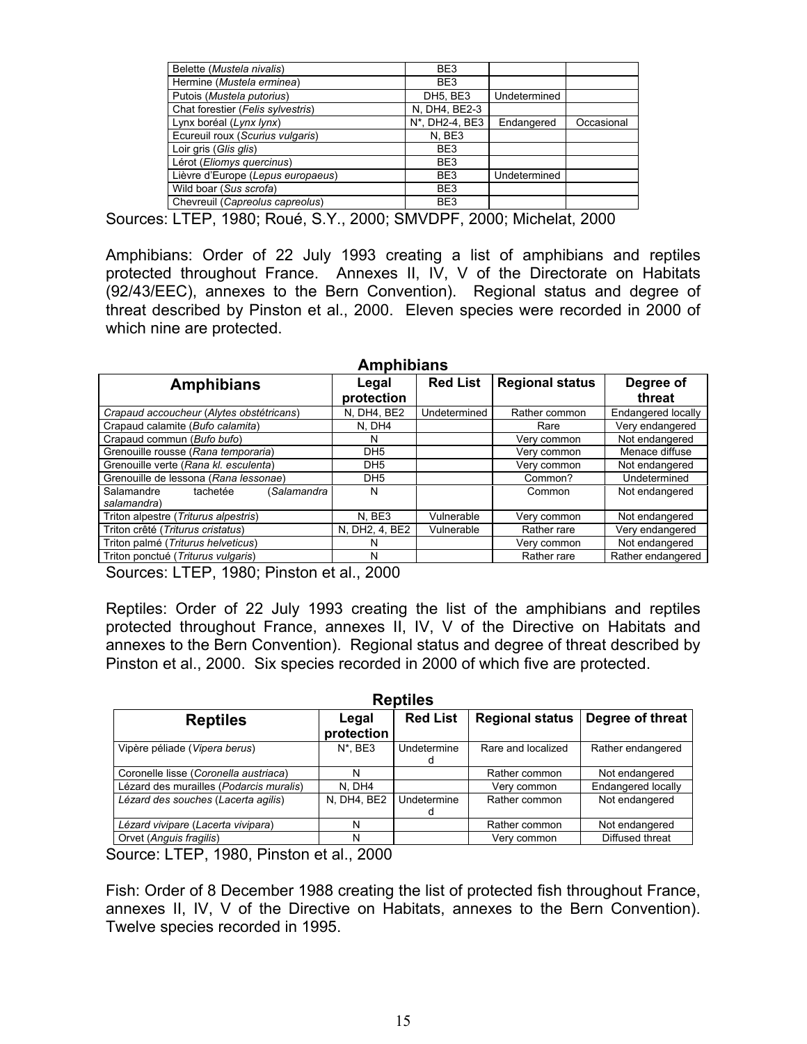| | | | |
|---|---|---|---|
| Belette (*Mustela nivalis*) | BE3 | | |
| Hermine (*Mustela erminea*) | BE3 | | |
| Putois (*Mustela putorius*) | DH5, BE3 | Undetermined | |
| Chat forestier (*Felis sylvestris*) | N, DH4, BE2-3 | | |
| Lynx boréal (*Lynx lynx*) | N*, DH2-4, BE3 | Endangered | Occasional |
| Ecureuil roux (*Scurius vulgaris*) | N, BE3 | | |
| Loir gris (*Glis glis*) | BE3 | | |
| Lérot (*Eliomys quercinus*) | BE3 | | |
| Lièvre d'Europe (*Lepus europaeus*) | BE3 | Undetermined | |
| Wild boar (*Sus scrofa*) | BE3 | | |
| Chevreuil (*Capreolus capreolus*) | BE3 | | |

Sources: LTEP, 1980; Roué, S.Y., 2000; SMVDPF, 2000; Michelat, 2000

Amphibians: Order of 22 July 1993 creating a list of amphibians and reptiles protected throughout France. Annexes II, IV, V of the Directorate on Habitats (92/43/EEC), annexes to the Bern Convention). Regional status and degree of threat described by Pinston et al., 2000. Eleven species were recorded in 2000 of which nine are protected.

**Amphibians**

| Amphibians | Legal protection | Red List | Regional status | Degree of threat |
|---|---|---|---|---|
| Crapaud accoucheur (*Alytes obstétricans*) | N, DH4, BE2 | Undetermined | Rather common | Endangered locally |
| Crapaud calamite (*Bufo calamita*) | N, DH4 | | Rare | Very endangered |
| Crapaud commun (*Bufo bufo*) | N | | Very common | Not endangered |
| Grenouille rousse (*Rana temporaria*) | DH5 | | Very common | Menace diffuse |
| Grenouille verte (*Rana kl. esculenta*) | DH5 | | Very common | Not endangered |
| Grenouille de lessona (*Rana lessonae*) | DH5 | | Common? | Undetermined |
| Salamandre tachetée (*Salamandra salamandra*) | N | | Common | Not endangered |
| Triton alpestre (*Triturus alpestris*) | N, BE3 | Vulnerable | Very common | Not endangered |
| Triton crêté (*Triturus cristatus*) | N, DH2, 4, BE2 | Vulnerable | Rather rare | Very endangered |
| Triton palmé (*Triturus helveticus*) | N | | Very common | Not endangered |
| Triton ponctué (*Triturus vulgaris*) | N | | Rather rare | Rather endangered |

Sources: LTEP, 1980; Pinston et al., 2000

Reptiles: Order of 22 July 1993 creating the list of the amphibians and reptiles protected throughout France, annexes II, IV, V of the Directive on Habitats and annexes to the Bern Convention). Regional status and degree of threat described by Pinston et al., 2000. Six species recorded in 2000 of which five are protected.

**Reptiles**

| Reptiles | Legal protection | Red List | Regional status | Degree of threat |
|---|---|---|---|---|
| Vipère péliade (*Vipera berus*) | N*, BE3 | Undetermined | Rare and localized | Rather endangered |
| Coronelle lisse (*Coronella austriaca*) | N | | Rather common | Not endangered |
| Lézard des murailles (*Podarcis muralis*) | N, DH4 | | Very common | Endangered locally |
| *Lézard des souches* (*Lacerta agilis*) | N, DH4, BE2 | Undetermined | Rather common | Not endangered |
| *Lézard vivipare* (*Lacerta vivipara*) | N | | Rather common | Not endangered |
| Orvet (*Anguis fragilis*) | N | | Very common | Diffused threat |

Source: LTEP, 1980, Pinston et al., 2000

Fish: Order of 8 December 1988 creating the list of protected fish throughout France, annexes II, IV, V of the Directive on Habitats, annexes to the Bern Convention). Twelve species recorded in 1995.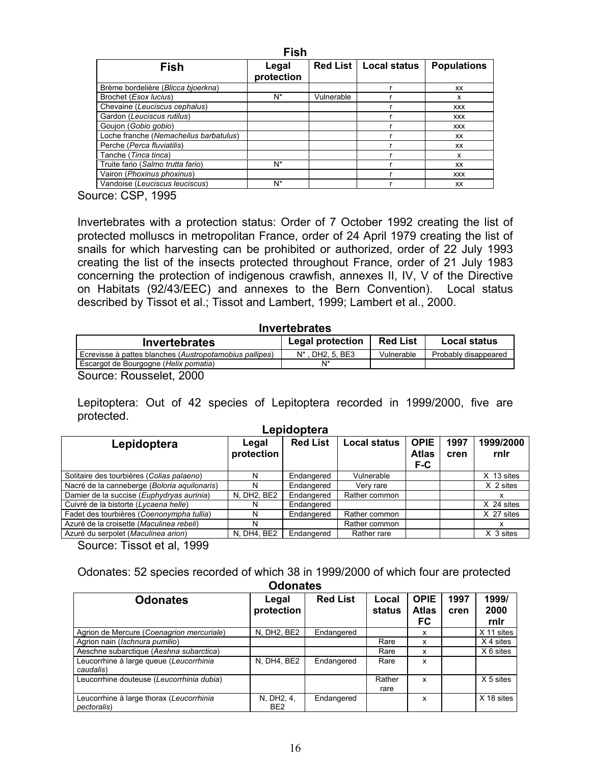**Fish**

| Fish | Legal protection | Red List | Local status | Populations |
|---|---|---|---|---|
| Brème bordelière (*Blicca bjoerkna*) | | | r | xx |
| Brochet (*Esox lucius*) | N* | Vulnerable | r | x |
| Chevaine (*Leuciscus cephalus*) | | | r | xxx |
| Gardon (*Leuciscus rutilus*) | | | r | xxx |
| Goujon (*Gobio gobio*) | | | r | xxx |
| Loche franche (*Nemacheilus barbatulus*) | | | r | xx |
| Perche (*Perca fluviatilis*) | | | r | xx |
| Tanche (*Tinca tinca*) | | | r | x |
| Truite fario (*Salmo trutta fario*) | N* | | r | xx |
| Vairon (*Phoxinus phoxinus*) | | | r | xxx |
| Vandoise (*Leuciscus leuciscus*) | N* | | r | xx |

Source: CSP, 1995

Invertebrates with a protection status: Order of 7 October 1992 creating the list of protected molluscs in metropolitan France, order of 24 April 1979 creating the list of snails for which harvesting can be prohibited or authorized, order of 22 July 1993 creating the list of the insects protected throughout France, order of 21 July 1983 concerning the protection of indigenous crawfish, annexes II, IV, V of the Directive on Habitats (92/43/EEC) and annexes to the Bern Convention). Local status described by Tissot et al.; Tissot and Lambert, 1999; Lambert et al., 2000.

**Invertebrates**

| Invertebrates | Legal protection | Red List | Local status |
|---|---|---|---|
| Ecrevisse à pattes blanches (*Austropotamobius pallipes*) | N* , DH2, 5, BE3 | Vulnerable | Probably disappeared |
| Escargot de Bourgogne (*Helix pomatia*) | N* | | |

Source: Rousselet, 2000

Lepitoptera: Out of 42 species of Lepitoptera recorded in 1999/2000, five are protected.

**Lepidoptera**

| Lepidoptera | Legal protection | Red List | Local status | OPIE Atlas F-C | 1997 cren | 1999/2000 rnlr |
|---|---|---|---|---|---|---|
| Solitaire des tourbières (*Colias palaeno*) | N | Endangered | Vulnerable | | | X 13 sites |
| Nacré de la canneberge (*Boloria aquilonaris*) | N | Endangered | Very rare | | | X 2 sites |
| Damier de la succise (*Euphydryas aurinia*) | N, DH2, BE2 | Endangered | Rather common | | | x |
| Cuivré de la bistorte (*Lycaena helle*) | N | Endangered | | | | X 24 sites |
| Fadet des tourbières (*Coenonympha tullia*) | N | Endangered | Rather common | | | X 27 sites |
| Azuré de la croisette (*Maculinea rebeli*) | N | | Rather common | | | x |
| Azuré du serpolet (*Maculinea arion*) | N, DH4, BE2 | Endangered | Rather rare | | | X 3 sites |

Source: Tissot et al, 1999

Odonates: 52 species recorded of which 38 in 1999/2000 of which four are protected

**Odonates**

| Odonates | Legal protection | Red List | Local status | OPIE Atlas FC | 1997 cren | 1999/ 2000 rnlr |
|---|---|---|---|---|---|---|
| Agrion de Mercure (*Coenagrion mercuriale*) | N, DH2, BE2 | Endangered | | x | | X 11 sites |
| Agrion nain (*Ischnura pumilio*) | | | Rare | x | | X 4 sites |
| Aeschne subarctique (*Aeshna subarctica*) | | | Rare | x | | X 6 sites |
| Leucorrhine à large queue (*Leucorrhinia caudalis*) | N, DH4, BE2 | Endangered | Rare | x | | |
| Leucorrhine douteuse (*Leucorrhinia dubia*) | | | Rather rare | x | | X 5 sites |
| Leucorrhine à large thorax (*Leucorrhinia pectoralis*) | N, DH2, 4, BE2 | Endangered | | x | | X 18 sites |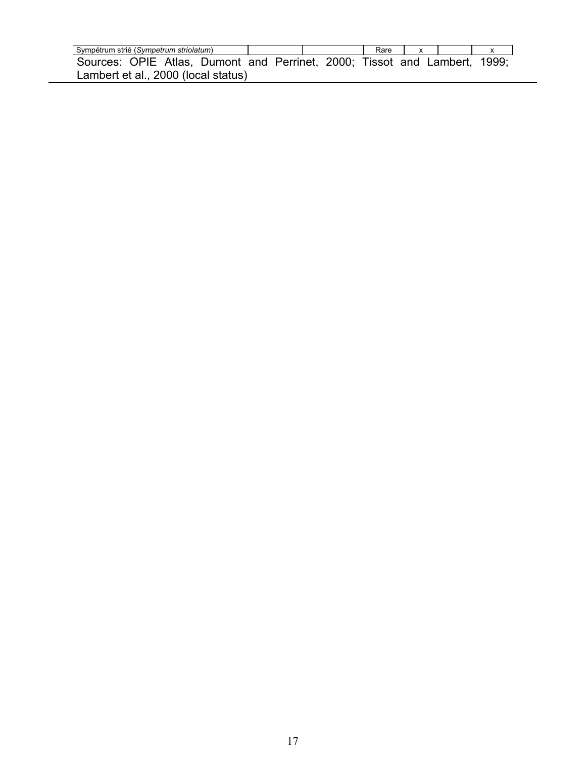| | | | | | | |
|---|---|---|---|---|---|---|
| Sympétrum strié (*Sympetrum striolatum*) | | | Rare | x | | x |

Sources: OPIE Atlas, Dumont and Perrinet, 2000; Tissot and Lambert, 1999; Lambert et al., 2000 (local status)